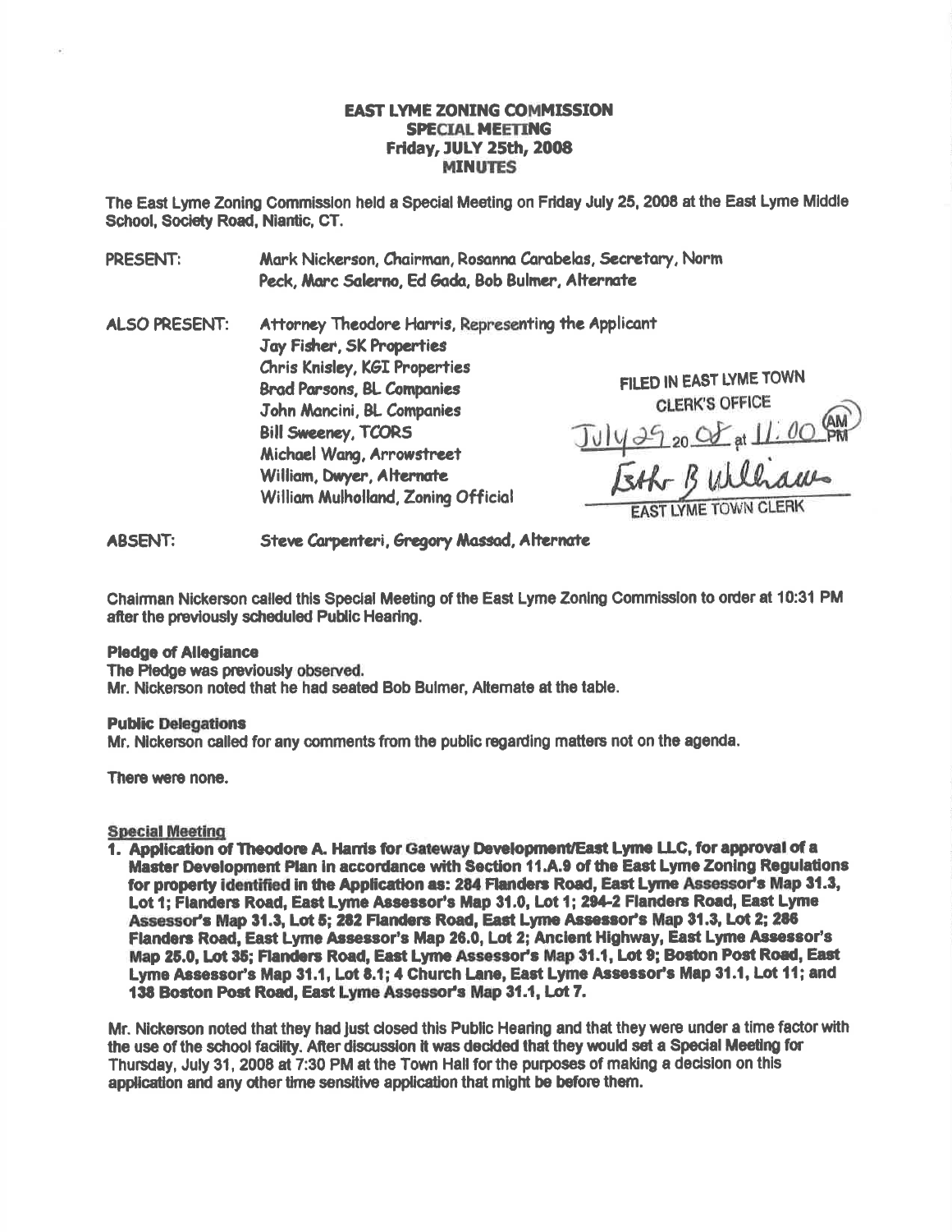**EAST LYME ZONING COMMISSION**
**SPECIAL MEETING**
**Friday, JULY 25th, 2008**
**MINUTES**

The East Lyme Zoning Commission held a Special Meeting on Friday July 25, 2008 at the East Lyme Middle School, Society Road, Niantic, CT.

PRESENT: Mark Nickerson, Chairman, Rosanna Carabelas, Secretary, Norm Peck, Marc Salerno, Ed Gada, Bob Bulmer, Alternate

ALSO PRESENT: Attorney Theodore Harris, Representing the Applicant
Jay Fisher, SK Properties
Chris Knisley, KGI Properties
Brad Parsons, BL Companies
John Mancini, BL Companies
Bill Sweeney, TCORS
Michael Wang, Arrowstreet
William, Dwyer, Alternate
William Mulholland, Zoning Official

FILED IN EAST LYME TOWN CLERK'S OFFICE
July 29 20 08 at 11:00 AM
Esther B Williams
EAST LYME TOWN CLERK

ABSENT: Steve Carpenteri, Gregory Massad, Alternate

Chairman Nickerson called this Special Meeting of the East Lyme Zoning Commission to order at 10:31 PM after the previously scheduled Public Hearing.

**Pledge of Allegiance**
The Pledge was previously observed.
Mr. Nickerson noted that he had seated Bob Bulmer, Alternate at the table.

**Public Delegations**
Mr. Nickerson called for any comments from the public regarding matters not on the agenda.

There were none.

**Special Meeting**

1. **Application of Theodore A. Harris for Gateway Development/East Lyme LLC, for approval of a Master Development Plan in accordance with Section 11.A.9 of the East Lyme Zoning Regulations for property identified in the Application as: 284 Flanders Road, East Lyme Assessor's Map 31.3, Lot 1; Flanders Road, East Lyme Assessor's Map 31.0, Lot 1; 294-2 Flanders Road, East Lyme Assessor's Map 31.3, Lot 5; 282 Flanders Road, East Lyme Assessor's Map 31.3, Lot 2; 286 Flanders Road, East Lyme Assessor's Map 26.0, Lot 2; Ancient Highway, East Lyme Assessor's Map 25.0, Lot 35; Flanders Road, East Lyme Assessor's Map 31.1, Lot 9; Boston Post Road, East Lyme Assessor's Map 31.1, Lot 8.1; 4 Church Lane, East Lyme Assessor's Map 31.1, Lot 11; and 138 Boston Post Road, East Lyme Assessor's Map 31.1, Lot 7.**

Mr. Nickerson noted that they had just closed this Public Hearing and that they were under a time factor with the use of the school facility. After discussion it was decided that they would set a Special Meeting for Thursday, July 31, 2008 at 7:30 PM at the Town Hall for the purposes of making a decision on this application and any other time sensitive application that might be before them.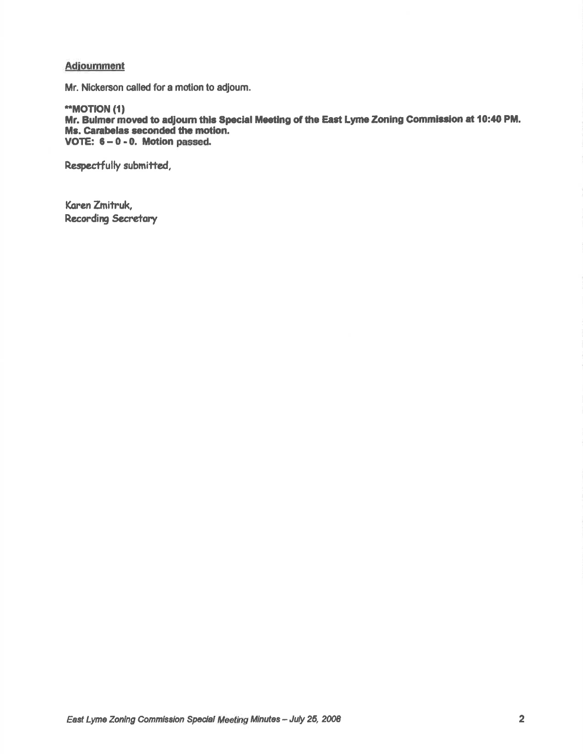**Adjournment**

Mr. Nickerson called for a motion to adjourn.

****MOTION (1)**
**Mr. Bulmer moved to adjourn this Special Meeting of the East Lyme Zoning Commission at 10:40 PM.**
**Ms. Carabelas seconded the motion.**
**VOTE: 6 – 0 - 0. Motion passed.**

Respectfully submitted,

Karen Zmitruk,
Recording Secretary